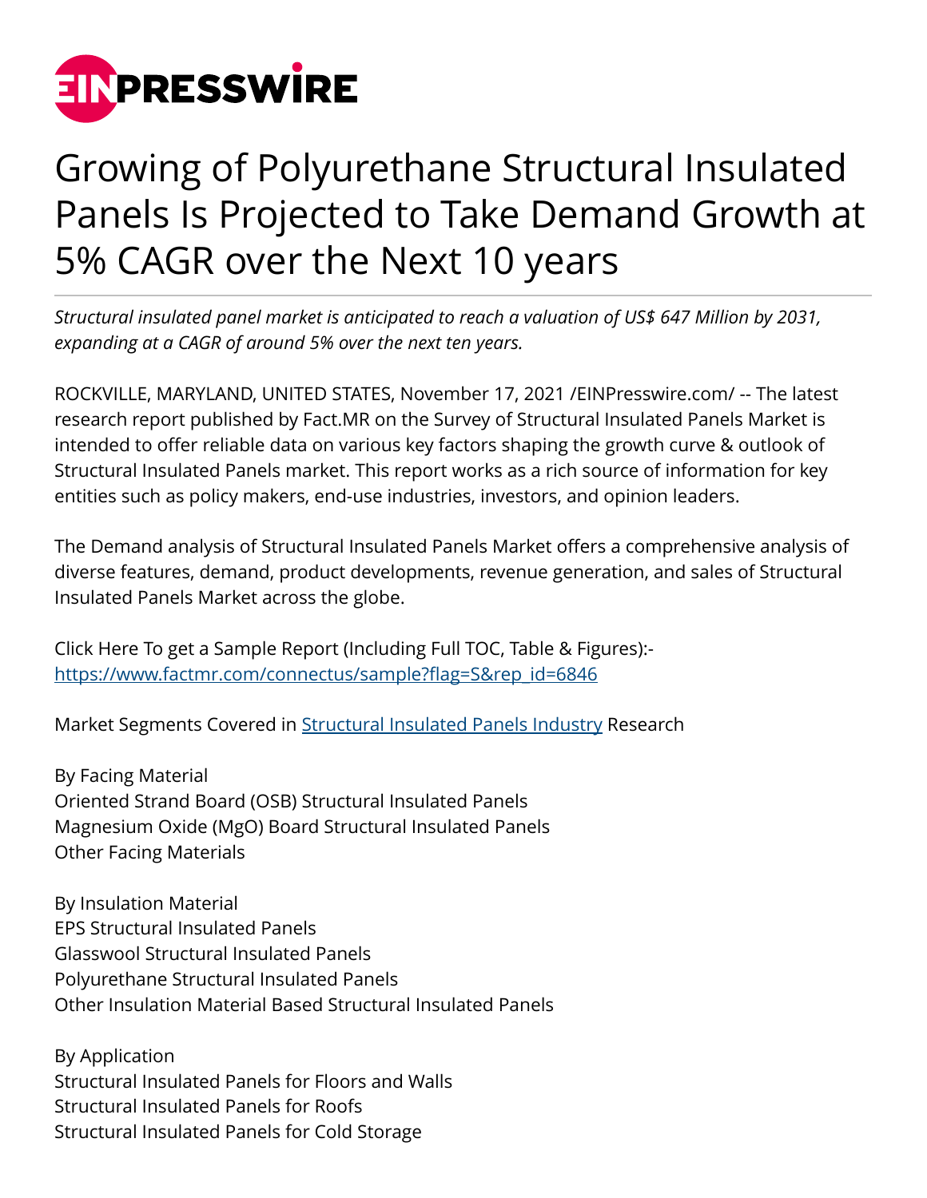# Growing of Polyurethane Structural Insulated Panels Is Projected to Take Demand Growth at 5% CAGR over the Next 10 years

*Structural insulated panel market is anticipated to reach a valuation of US$ 647 Million by 2031, expanding at a CAGR of around 5% over the next ten years.*

ROCKVILLE, MARYLAND, UNITED STATES, November 17, 2021 /EINPresswire.com/ -- The latest research report published by Fact.MR on the Survey of Structural Insulated Panels Market is intended to offer reliable data on various key factors shaping the growth curve & outlook of Structural Insulated Panels market. This report works as a rich source of information for key entities such as policy makers, end-use industries, investors, and opinion leaders.

The Demand analysis of Structural Insulated Panels Market offers a comprehensive analysis of diverse features, demand, product developments, revenue generation, and sales of Structural Insulated Panels Market across the globe.

Click Here To get a Sample Report (Including Full TOC, Table & Figures):- https://www.factmr.com/connectus/sample?flag=S&rep_id=6846

Market Segments Covered in Structural Insulated Panels Industry Research

By Facing Material
Oriented Strand Board (OSB) Structural Insulated Panels
Magnesium Oxide (MgO) Board Structural Insulated Panels
Other Facing Materials

By Insulation Material
EPS Structural Insulated Panels
Glasswool Structural Insulated Panels
Polyurethane Structural Insulated Panels
Other Insulation Material Based Structural Insulated Panels

By Application
Structural Insulated Panels for Floors and Walls
Structural Insulated Panels for Roofs
Structural Insulated Panels for Cold Storage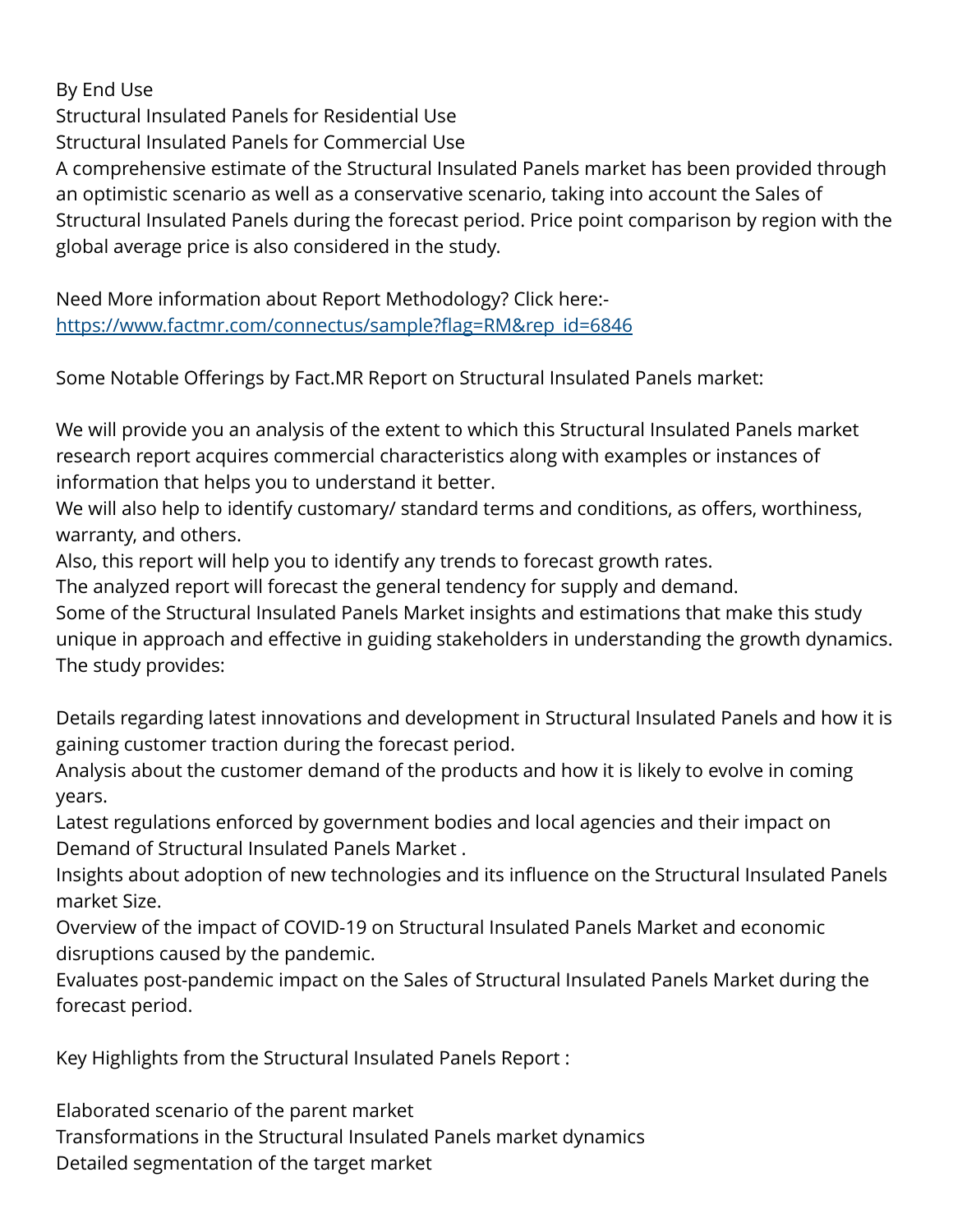By End Use

Structural Insulated Panels for Residential Use

Structural Insulated Panels for Commercial Use

A comprehensive estimate of the Structural Insulated Panels market has been provided through an optimistic scenario as well as a conservative scenario, taking into account the Sales of Structural Insulated Panels during the forecast period. Price point comparison by region with the global average price is also considered in the study.

Need More information about Report Methodology? Click here:- [https://www.factmr.com/connectus/sample?flag=RM&rep_id=6846](https://www.factmr.com/connectus/sample?flag=RM&rep_id=6846)

Some Notable Offerings by Fact.MR Report on Structural Insulated Panels market:

We will provide you an analysis of the extent to which this Structural Insulated Panels market research report acquires commercial characteristics along with examples or instances of information that helps you to understand it better.

We will also help to identify customary/ standard terms and conditions, as offers, worthiness, warranty, and others.

Also, this report will help you to identify any trends to forecast growth rates.

The analyzed report will forecast the general tendency for supply and demand.

Some of the Structural Insulated Panels Market insights and estimations that make this study unique in approach and effective in guiding stakeholders in understanding the growth dynamics. The study provides:

Details regarding latest innovations and development in Structural Insulated Panels and how it is gaining customer traction during the forecast period.

Analysis about the customer demand of the products and how it is likely to evolve in coming years.

Latest regulations enforced by government bodies and local agencies and their impact on Demand of Structural Insulated Panels Market .

Insights about adoption of new technologies and its influence on the Structural Insulated Panels market Size.

Overview of the impact of COVID-19 on Structural Insulated Panels Market and economic disruptions caused by the pandemic.

Evaluates post-pandemic impact on the Sales of Structural Insulated Panels Market during the forecast period.

Key Highlights from the Structural Insulated Panels Report :

Elaborated scenario of the parent market

Transformations in the Structural Insulated Panels market dynamics

Detailed segmentation of the target market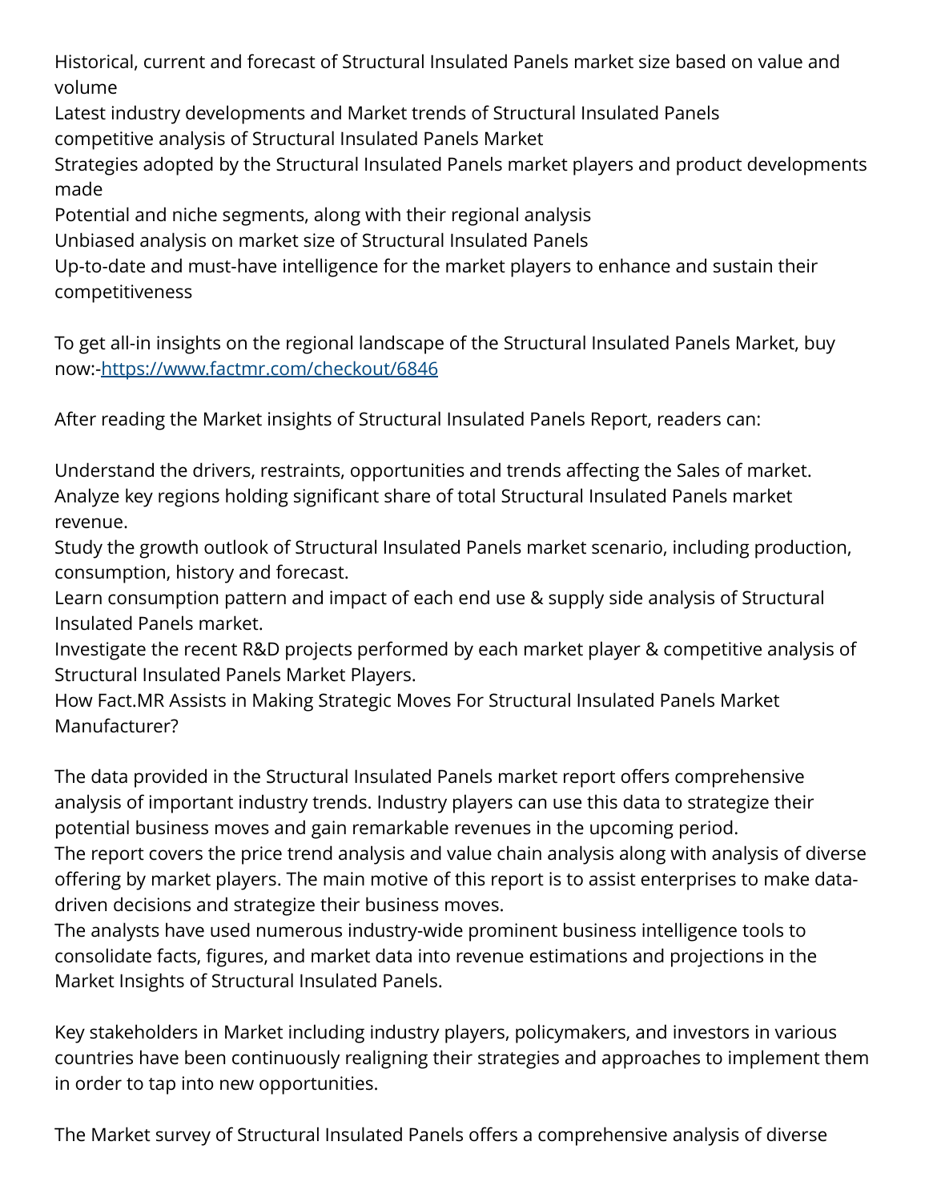Historical, current and forecast of Structural Insulated Panels market size based on value and volume
Latest industry developments and Market trends of Structural Insulated Panels
competitive analysis of Structural Insulated Panels Market
Strategies adopted by the Structural Insulated Panels market players and product developments made
Potential and niche segments, along with their regional analysis
Unbiased analysis on market size of Structural Insulated Panels
Up-to-date and must-have intelligence for the market players to enhance and sustain their competitiveness

To get all-in insights on the regional landscape of the Structural Insulated Panels Market, buy now:-[https://www.factmr.com/checkout/6846](https://www.factmr.com/checkout/6846)

After reading the Market insights of Structural Insulated Panels Report, readers can:

Understand the drivers, restraints, opportunities and trends affecting the Sales of market.
Analyze key regions holding significant share of total Structural Insulated Panels market revenue.
Study the growth outlook of Structural Insulated Panels market scenario, including production, consumption, history and forecast.
Learn consumption pattern and impact of each end use & supply side analysis of Structural Insulated Panels market.
Investigate the recent R&D projects performed by each market player & competitive analysis of Structural Insulated Panels Market Players.
How Fact.MR Assists in Making Strategic Moves For Structural Insulated Panels Market Manufacturer?

The data provided in the Structural Insulated Panels market report offers comprehensive analysis of important industry trends. Industry players can use this data to strategize their potential business moves and gain remarkable revenues in the upcoming period.
The report covers the price trend analysis and value chain analysis along with analysis of diverse offering by market players. The main motive of this report is to assist enterprises to make data-driven decisions and strategize their business moves.
The analysts have used numerous industry-wide prominent business intelligence tools to consolidate facts, figures, and market data into revenue estimations and projections in the Market Insights of Structural Insulated Panels.

Key stakeholders in Market including industry players, policymakers, and investors in various countries have been continuously realigning their strategies and approaches to implement them in order to tap into new opportunities.

The Market survey of Structural Insulated Panels offers a comprehensive analysis of diverse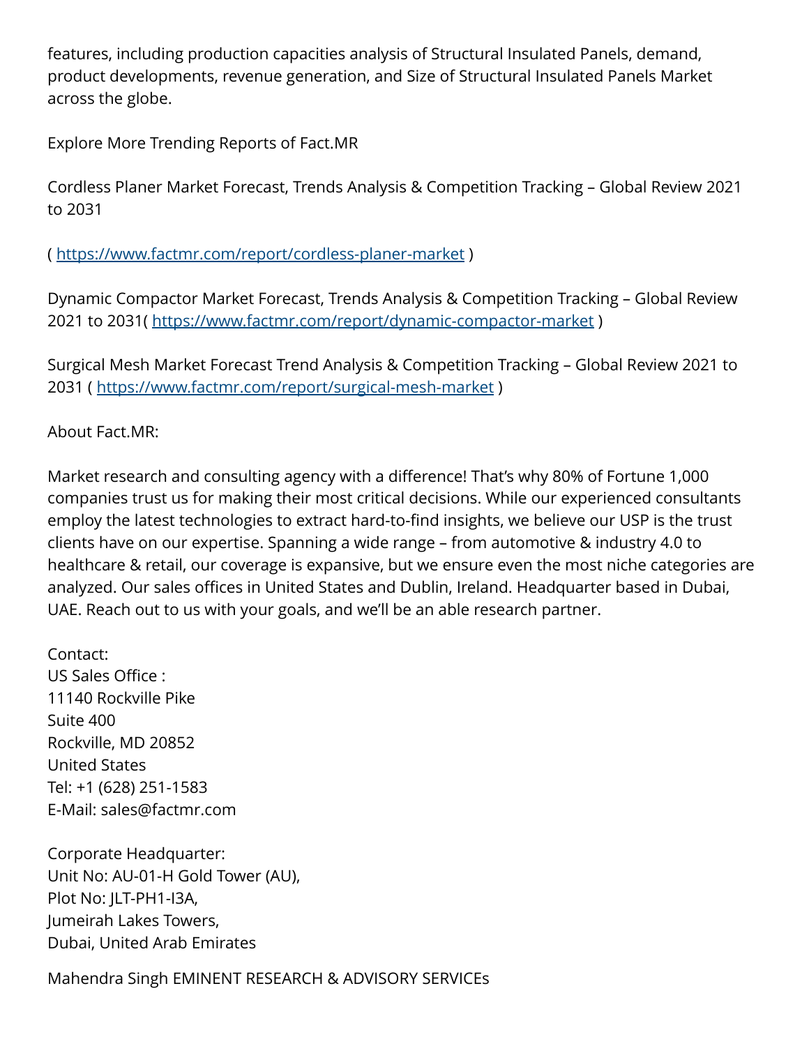features, including production capacities analysis of Structural Insulated Panels, demand, product developments, revenue generation, and Size of Structural Insulated Panels Market across the globe.

Explore More Trending Reports of Fact.MR

Cordless Planer Market Forecast, Trends Analysis & Competition Tracking – Global Review 2021 to 2031

( https://www.factmr.com/report/cordless-planer-market )

Dynamic Compactor Market Forecast, Trends Analysis & Competition Tracking – Global Review 2021 to 2031( https://www.factmr.com/report/dynamic-compactor-market )

Surgical Mesh Market Forecast Trend Analysis & Competition Tracking – Global Review 2021 to 2031 ( https://www.factmr.com/report/surgical-mesh-market )

About Fact.MR:

Market research and consulting agency with a difference! That's why 80% of Fortune 1,000 companies trust us for making their most critical decisions. While our experienced consultants employ the latest technologies to extract hard-to-find insights, we believe our USP is the trust clients have on our expertise. Spanning a wide range – from automotive & industry 4.0 to healthcare & retail, our coverage is expansive, but we ensure even the most niche categories are analyzed. Our sales offices in United States and Dublin, Ireland. Headquarter based in Dubai, UAE. Reach out to us with your goals, and we'll be an able research partner.

Contact:
US Sales Office :
11140 Rockville Pike
Suite 400
Rockville, MD 20852
United States
Tel: +1 (628) 251-1583
E-Mail: sales@factmr.com

Corporate Headquarter:
Unit No: AU-01-H Gold Tower (AU),
Plot No: JLT-PH1-I3A,
Jumeirah Lakes Towers,
Dubai, United Arab Emirates

Mahendra Singh EMINENT RESEARCH & ADVISORY SERVICEs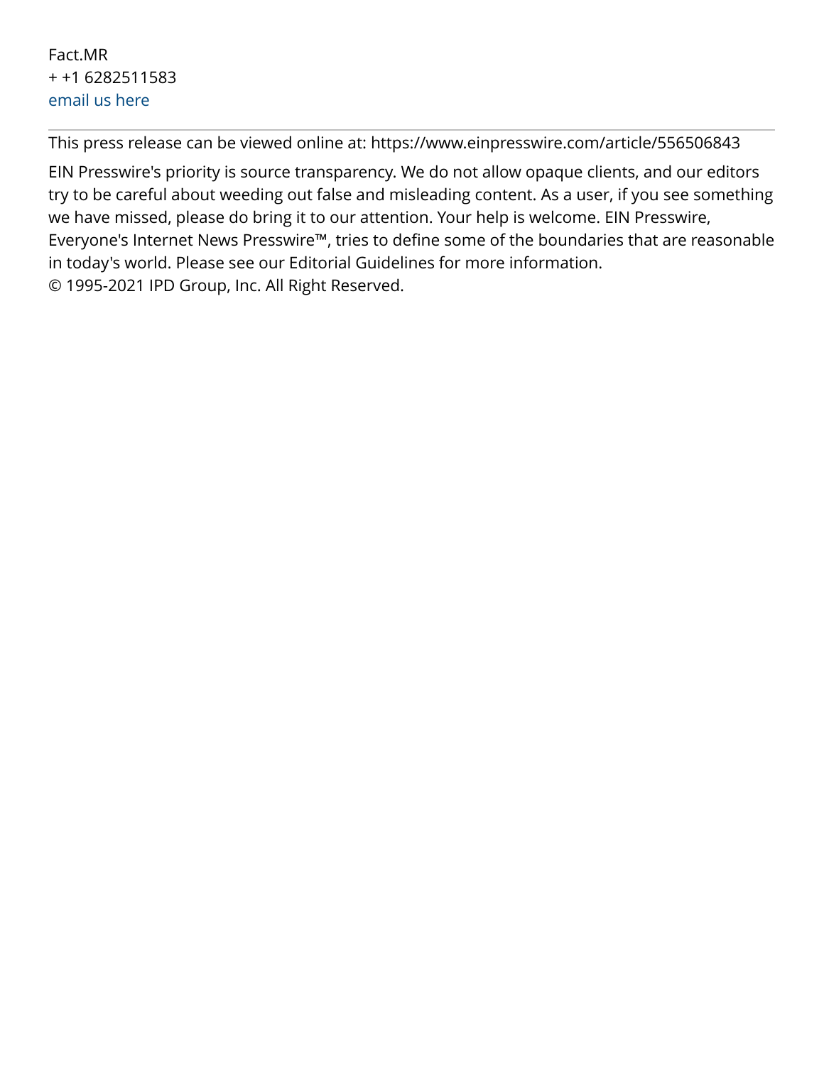Fact.MR
+ +1 6282511583
email us here

---

This press release can be viewed online at: https://www.einpresswire.com/article/556506843

EIN Presswire's priority is source transparency. We do not allow opaque clients, and our editors try to be careful about weeding out false and misleading content. As a user, if you see something we have missed, please do bring it to our attention. Your help is welcome. EIN Presswire, Everyone's Internet News Presswire™, tries to define some of the boundaries that are reasonable in today's world. Please see our Editorial Guidelines for more information.
© 1995-2021 IPD Group, Inc. All Right Reserved.